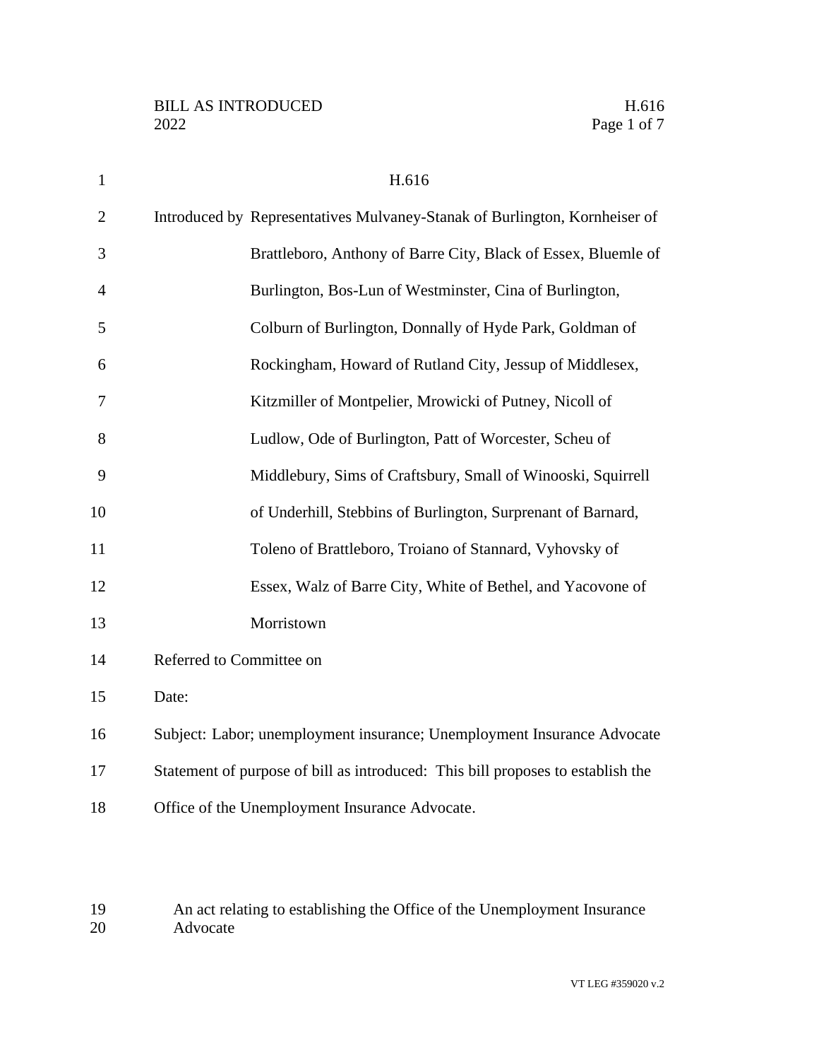BILL AS INTRODUCED H.616
2022

# H.616

Introduced by Representatives Mulvaney-Stanak of Burlington, Kornheiser of Brattleboro, Anthony of Barre City, Black of Essex, Bluemle of Burlington, Bos-Lun of Westminster, Cina of Burlington, Colburn of Burlington, Donnally of Hyde Park, Goldman of Rockingham, Howard of Rutland City, Jessup of Middlesex, Kitzmiller of Montpelier, Mrowicki of Putney, Nicoll of Ludlow, Ode of Burlington, Patt of Worcester, Scheu of Middlebury, Sims of Craftsbury, Small of Winooski, Squirrell of Underhill, Stebbins of Burlington, Surprenant of Barnard, Toleno of Brattleboro, Troiano of Stannard, Vyhovsky of Essex, Walz of Barre City, White of Bethel, and Yacovone of Morristown

Referred to Committee on

Date:

Subject: Labor; unemployment insurance; Unemployment Insurance Advocate

Statement of purpose of bill as introduced: This bill proposes to establish the Office of the Unemployment Insurance Advocate.

An act relating to establishing the Office of the Unemployment Insurance Advocate

VT LEG #359020 v.2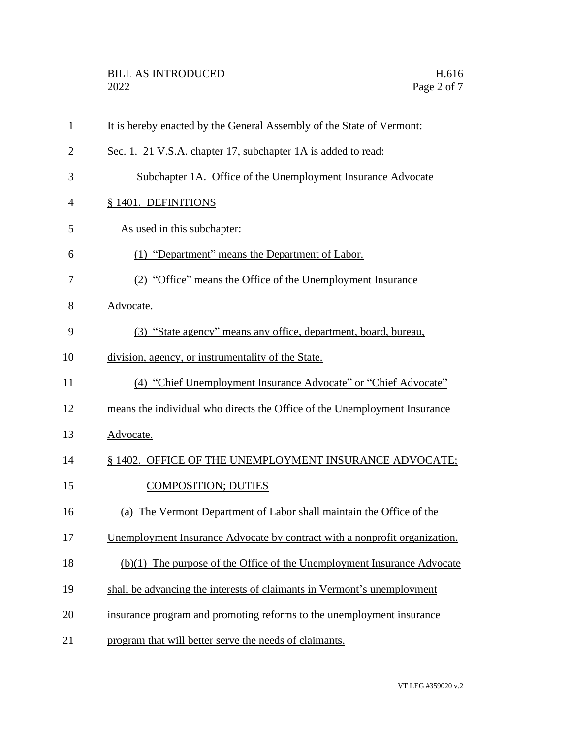It is hereby enacted by the General Assembly of the State of Vermont:

Sec. 1. 21 V.S.A. chapter 17, subchapter 1A is added to read:

Subchapter 1A. Office of the Unemployment Insurance Advocate

§ 1401. DEFINITIONS

As used in this subchapter:

(1) "Department" means the Department of Labor.

(2) "Office" means the Office of the Unemployment Insurance Advocate.

(3) "State agency" means any office, department, board, bureau, division, agency, or instrumentality of the State.

(4) "Chief Unemployment Insurance Advocate" or "Chief Advocate" means the individual who directs the Office of the Unemployment Insurance Advocate.

§ 1402. OFFICE OF THE UNEMPLOYMENT INSURANCE ADVOCATE; COMPOSITION; DUTIES

(a) The Vermont Department of Labor shall maintain the Office of the Unemployment Insurance Advocate by contract with a nonprofit organization.

(b)(1) The purpose of the Office of the Unemployment Insurance Advocate shall be advancing the interests of claimants in Vermont's unemployment insurance program and promoting reforms to the unemployment insurance program that will better serve the needs of claimants.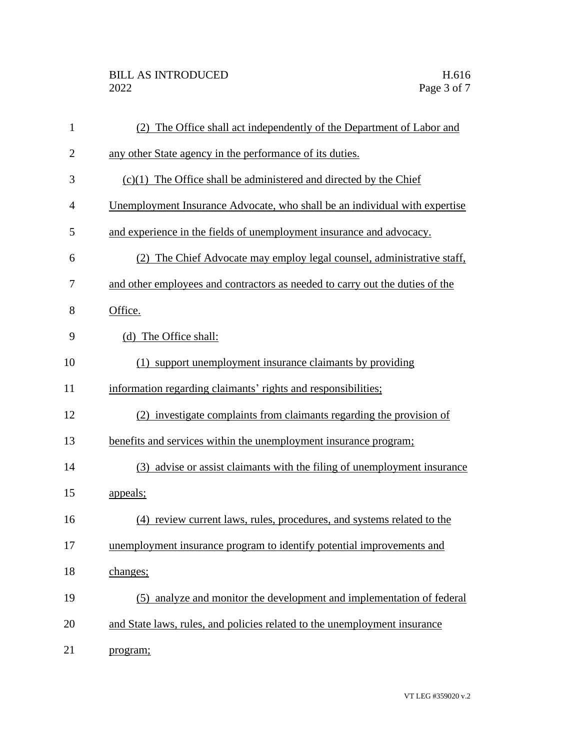(2) The Office shall act independently of the Department of Labor and any other State agency in the performance of its duties.

(c)(1) The Office shall be administered and directed by the Chief Unemployment Insurance Advocate, who shall be an individual with expertise and experience in the fields of unemployment insurance and advocacy.

(2) The Chief Advocate may employ legal counsel, administrative staff, and other employees and contractors as needed to carry out the duties of the Office.

(d) The Office shall:

(1) support unemployment insurance claimants by providing information regarding claimants' rights and responsibilities;

(2) investigate complaints from claimants regarding the provision of benefits and services within the unemployment insurance program;

(3) advise or assist claimants with the filing of unemployment insurance appeals;

(4) review current laws, rules, procedures, and systems related to the unemployment insurance program to identify potential improvements and changes;

(5) analyze and monitor the development and implementation of federal and State laws, rules, and policies related to the unemployment insurance program;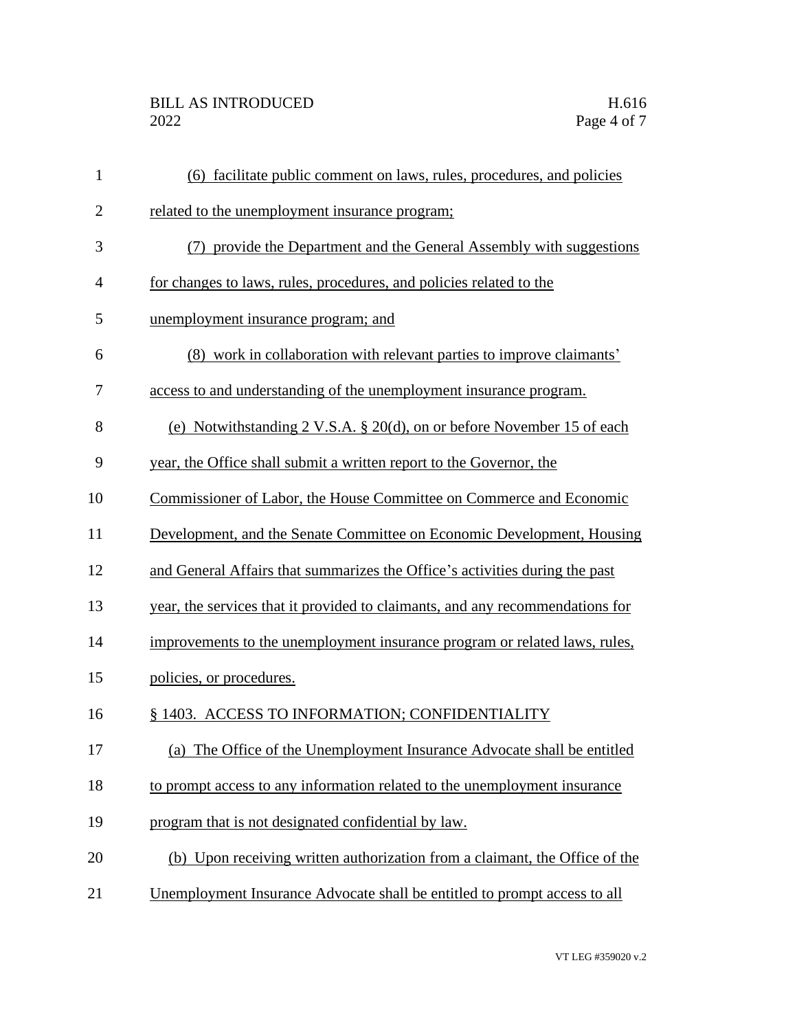(6) facilitate public comment on laws, rules, procedures, and policies related to the unemployment insurance program;

(7) provide the Department and the General Assembly with suggestions for changes to laws, rules, procedures, and policies related to the unemployment insurance program; and

(8) work in collaboration with relevant parties to improve claimants' access to and understanding of the unemployment insurance program.

(e) Notwithstanding 2 V.S.A. § 20(d), on or before November 15 of each year, the Office shall submit a written report to the Governor, the Commissioner of Labor, the House Committee on Commerce and Economic Development, and the Senate Committee on Economic Development, Housing and General Affairs that summarizes the Office's activities during the past year, the services that it provided to claimants, and any recommendations for improvements to the unemployment insurance program or related laws, rules, policies, or procedures.

§ 1403. ACCESS TO INFORMATION; CONFIDENTIALITY

(a) The Office of the Unemployment Insurance Advocate shall be entitled to prompt access to any information related to the unemployment insurance program that is not designated confidential by law.

(b) Upon receiving written authorization from a claimant, the Office of the Unemployment Insurance Advocate shall be entitled to prompt access to all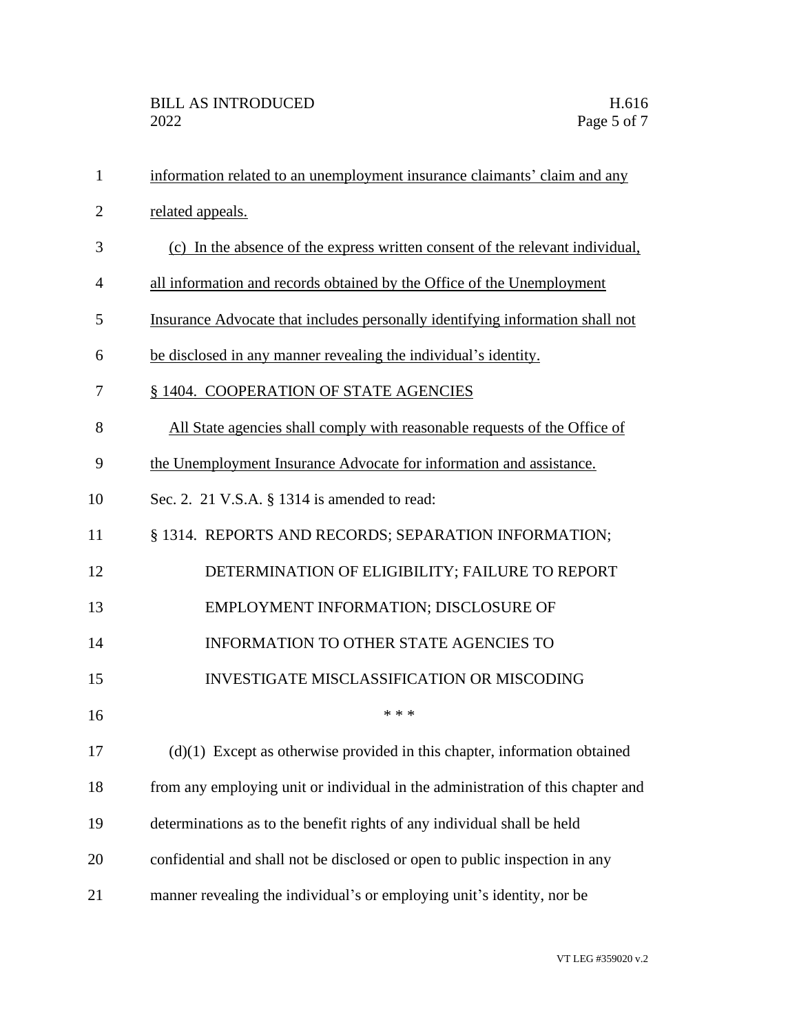information related to an unemployment insurance claimants' claim and any related appeals.

(c) In the absence of the express written consent of the relevant individual, all information and records obtained by the Office of the Unemployment Insurance Advocate that includes personally identifying information shall not be disclosed in any manner revealing the individual's identity.

§ 1404. COOPERATION OF STATE AGENCIES

All State agencies shall comply with reasonable requests of the Office of the Unemployment Insurance Advocate for information and assistance.

Sec. 2. 21 V.S.A. § 1314 is amended to read:

§ 1314. REPORTS AND RECORDS; SEPARATION INFORMATION; DETERMINATION OF ELIGIBILITY; FAILURE TO REPORT EMPLOYMENT INFORMATION; DISCLOSURE OF INFORMATION TO OTHER STATE AGENCIES TO INVESTIGATE MISCLASSIFICATION OR MISCODING

\* \* \*

(d)(1) Except as otherwise provided in this chapter, information obtained from any employing unit or individual in the administration of this chapter and determinations as to the benefit rights of any individual shall be held confidential and shall not be disclosed or open to public inspection in any manner revealing the individual's or employing unit's identity, nor be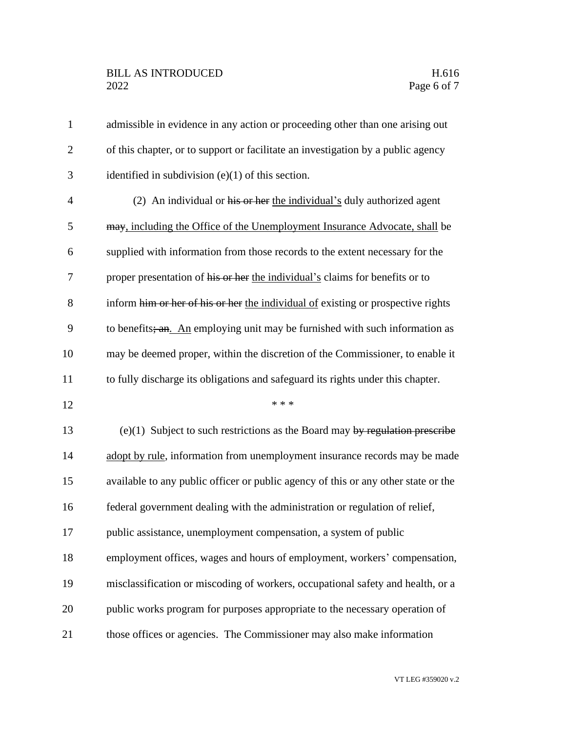admissible in evidence in any action or proceeding other than one arising out of this chapter, or to support or facilitate an investigation by a public agency identified in subdivision (e)(1) of this section.

(2) An individual or ~~his or her~~ the individual's duly authorized agent ~~may~~, including the Office of the Unemployment Insurance Advocate, shall be supplied with information from those records to the extent necessary for the proper presentation of ~~his or her~~ the individual's claims for benefits or to inform ~~him or her of his or her~~ the individual of existing or prospective rights to benefits~~; an~~. An employing unit may be furnished with such information as may be deemed proper, within the discretion of the Commissioner, to enable it to fully discharge its obligations and safeguard its rights under this chapter.

\* \* \*

(e)(1) Subject to such restrictions as the Board may ~~by regulation prescribe~~ adopt by rule, information from unemployment insurance records may be made available to any public officer or public agency of this or any other state or the federal government dealing with the administration or regulation of relief, public assistance, unemployment compensation, a system of public employment offices, wages and hours of employment, workers' compensation, misclassification or miscoding of workers, occupational safety and health, or a public works program for purposes appropriate to the necessary operation of those offices or agencies. The Commissioner may also make information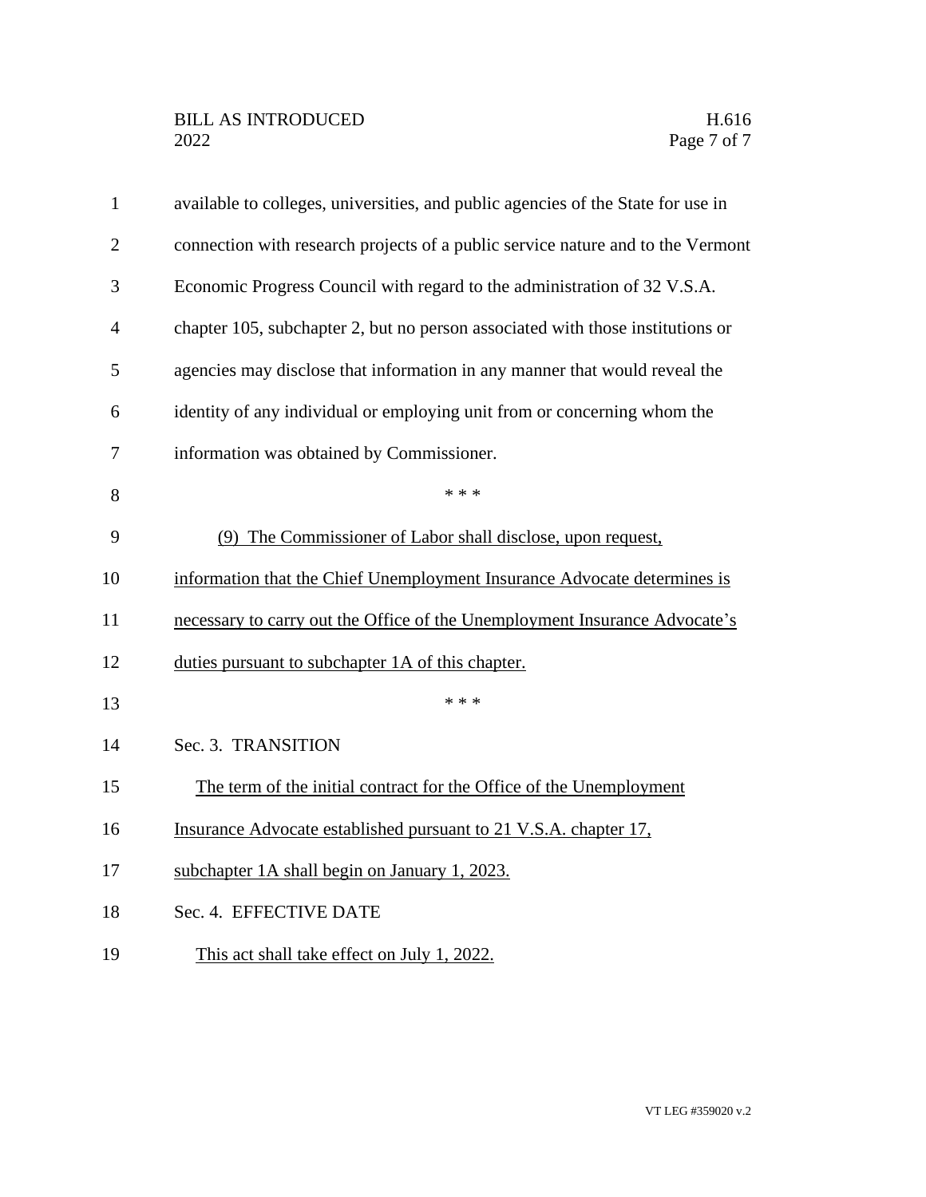available to colleges, universities, and public agencies of the State for use in connection with research projects of a public service nature and to the Vermont Economic Progress Council with regard to the administration of 32 V.S.A. chapter 105, subchapter 2, but no person associated with those institutions or agencies may disclose that information in any manner that would reveal the identity of any individual or employing unit from or concerning whom the information was obtained by Commissioner.

\* \* \*

(9) The Commissioner of Labor shall disclose, upon request, information that the Chief Unemployment Insurance Advocate determines is necessary to carry out the Office of the Unemployment Insurance Advocate's duties pursuant to subchapter 1A of this chapter.

\* \* \*

Sec. 3. TRANSITION

The term of the initial contract for the Office of the Unemployment Insurance Advocate established pursuant to 21 V.S.A. chapter 17, subchapter 1A shall begin on January 1, 2023.

Sec. 4. EFFECTIVE DATE

This act shall take effect on July 1, 2022.